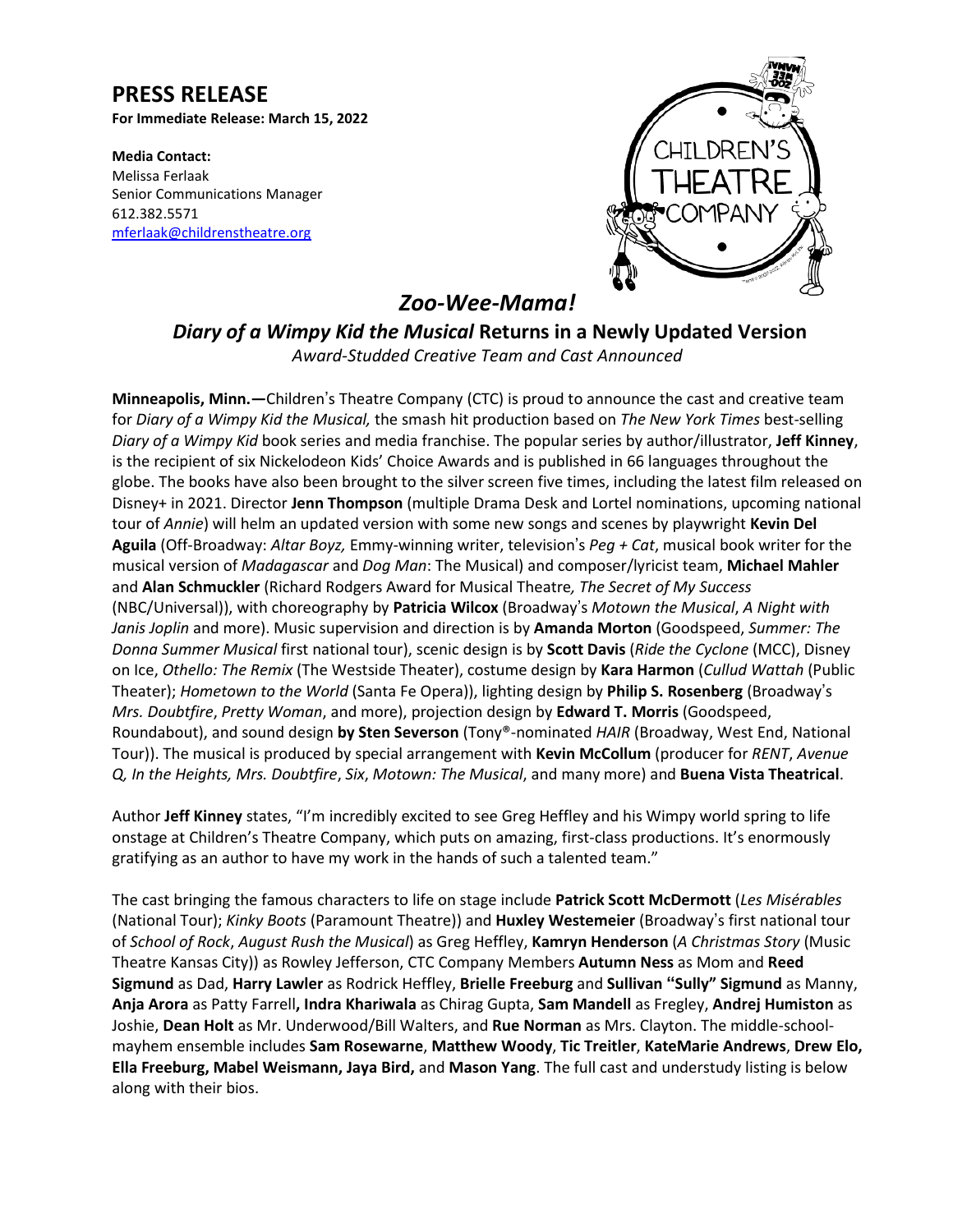# PRESS RELEASE

**For Immediate Release: March 15, 2022**

**Media Contact:**
Melissa Ferlaak
Senior Communications Manager
612.382.5571
mferlaak@childrenstheatre.org

## *Zoo-Wee-Mama!*

### *Diary of a Wimpy Kid the Musical* Returns in a Newly Updated Version

*Award-Studded Creative Team and Cast Announced*

**Minneapolis, Minn.—**Children's Theatre Company (CTC) is proud to announce the cast and creative team for *Diary of a Wimpy Kid the Musical,* the smash hit production based on *The New York Times* best-selling *Diary of a Wimpy Kid* book series and media franchise. The popular series by author/illustrator, **Jeff Kinney**, is the recipient of six Nickelodeon Kids' Choice Awards and is published in 66 languages throughout the globe. The books have also been brought to the silver screen five times, including the latest film released on Disney+ in 2021. Director **Jenn Thompson** (multiple Drama Desk and Lortel nominations, upcoming national tour of *Annie*) will helm an updated version with some new songs and scenes by playwright **Kevin Del Aguila** (Off-Broadway: *Altar Boyz,* Emmy-winning writer, television's *Peg + Cat*, musical book writer for the musical version of *Madagascar* and *Dog Man*: The Musical) and composer/lyricist team, **Michael Mahler** and **Alan Schmuckler** (Richard Rodgers Award for Musical Theatre*, The Secret of My Success* (NBC/Universal)), with choreography by **Patricia Wilcox** (Broadway's *Motown the Musical*, *A Night with Janis Joplin* and more). Music supervision and direction is by **Amanda Morton** (Goodspeed, *Summer: The Donna Summer Musical* first national tour), scenic design is by **Scott Davis** (*Ride the Cyclone* (MCC), Disney on Ice, *Othello: The Remix* (The Westside Theater), costume design by **Kara Harmon** (*Cullud Wattah* (Public Theater); *Hometown to the World* (Santa Fe Opera)), lighting design by **Philip S. Rosenberg** (Broadway's *Mrs. Doubtfire*, *Pretty Woman*, and more), projection design by **Edward T. Morris** (Goodspeed, Roundabout), and sound design **by Sten Severson** (Tony®-nominated *HAIR* (Broadway, West End, National Tour)). The musical is produced by special arrangement with **Kevin McCollum** (producer for *RENT*, *Avenue Q, In the Heights, Mrs. Doubtfire*, *Six*, *Motown: The Musical*, and many more) and **Buena Vista Theatrical**.

Author **Jeff Kinney** states, "I'm incredibly excited to see Greg Heffley and his Wimpy world spring to life onstage at Children's Theatre Company, which puts on amazing, first-class productions. It's enormously gratifying as an author to have my work in the hands of such a talented team."

The cast bringing the famous characters to life on stage include **Patrick Scott McDermott** (*Les Misérables* (National Tour); *Kinky Boots* (Paramount Theatre)) and **Huxley Westemeier** (Broadway's first national tour of *School of Rock*, *August Rush the Musical*) as Greg Heffley, **Kamryn Henderson** (*A Christmas Story* (Music Theatre Kansas City)) as Rowley Jefferson, CTC Company Members **Autumn Ness** as Mom and **Reed Sigmund** as Dad, **Harry Lawler** as Rodrick Heffley, **Brielle Freeburg** and **Sullivan "Sully" Sigmund** as Manny, **Anja Arora** as Patty Farrell**, Indra Khariwala** as Chirag Gupta, **Sam Mandell** as Fregley, **Andrej Humiston** as Joshie, **Dean Holt** as Mr. Underwood/Bill Walters, and **Rue Norman** as Mrs. Clayton. The middle-school-mayhem ensemble includes **Sam Rosewarne**, **Matthew Woody**, **Tic Treitler**, **KateMarie Andrews**, **Drew Elo, Ella Freeburg, Mabel Weismann, Jaya Bird,** and **Mason Yang**. The full cast and understudy listing is below along with their bios.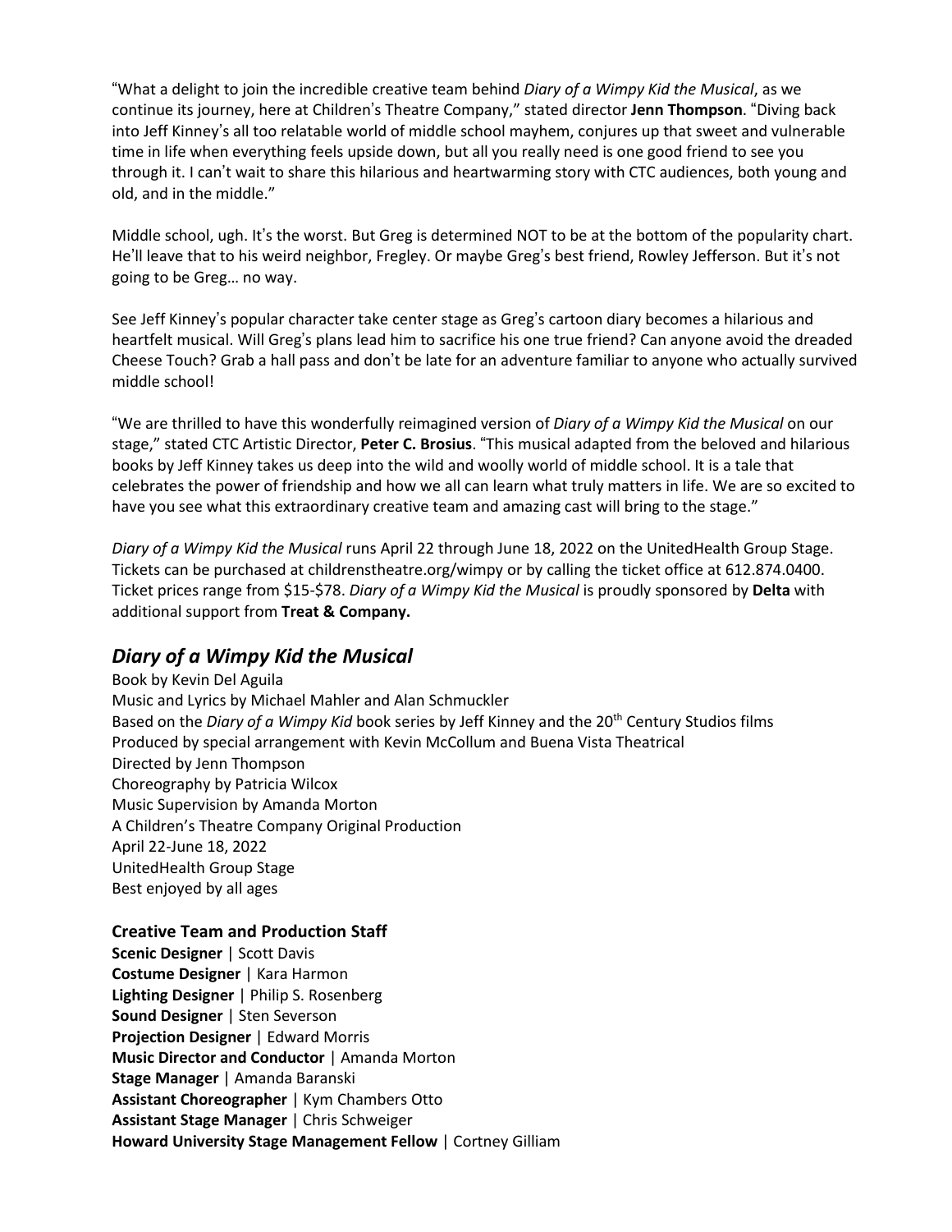"What a delight to join the incredible creative team behind *Diary of a Wimpy Kid the Musical*, as we continue its journey, here at Children's Theatre Company," stated director **Jenn Thompson**. "Diving back into Jeff Kinney's all too relatable world of middle school mayhem, conjures up that sweet and vulnerable time in life when everything feels upside down, but all you really need is one good friend to see you through it. I can't wait to share this hilarious and heartwarming story with CTC audiences, both young and old, and in the middle."

Middle school, ugh. It's the worst. But Greg is determined NOT to be at the bottom of the popularity chart. He'll leave that to his weird neighbor, Fregley. Or maybe Greg's best friend, Rowley Jefferson. But it's not going to be Greg… no way.

See Jeff Kinney's popular character take center stage as Greg's cartoon diary becomes a hilarious and heartfelt musical. Will Greg's plans lead him to sacrifice his one true friend? Can anyone avoid the dreaded Cheese Touch? Grab a hall pass and don't be late for an adventure familiar to anyone who actually survived middle school!

"We are thrilled to have this wonderfully reimagined version of *Diary of a Wimpy Kid the Musical* on our stage," stated CTC Artistic Director, **Peter C. Brosius**. "This musical adapted from the beloved and hilarious books by Jeff Kinney takes us deep into the wild and woolly world of middle school. It is a tale that celebrates the power of friendship and how we all can learn what truly matters in life. We are so excited to have you see what this extraordinary creative team and amazing cast will bring to the stage."

*Diary of a Wimpy Kid the Musical* runs April 22 through June 18, 2022 on the UnitedHealth Group Stage. Tickets can be purchased at childrenstheatre.org/wimpy or by calling the ticket office at 612.874.0400. Ticket prices range from $15-$78. *Diary of a Wimpy Kid the Musical* is proudly sponsored by **Delta** with additional support from **Treat & Company.**

## *Diary of a Wimpy Kid the Musical*

Book by Kevin Del Aguila
Music and Lyrics by Michael Mahler and Alan Schmuckler
Based on the *Diary of a Wimpy Kid* book series by Jeff Kinney and the 20th Century Studios films
Produced by special arrangement with Kevin McCollum and Buena Vista Theatrical
Directed by Jenn Thompson
Choreography by Patricia Wilcox
Music Supervision by Amanda Morton
A Children's Theatre Company Original Production
April 22-June 18, 2022
UnitedHealth Group Stage
Best enjoyed by all ages

### Creative Team and Production Staff

**Scenic Designer** | Scott Davis
**Costume Designer** | Kara Harmon
**Lighting Designer** | Philip S. Rosenberg
**Sound Designer** | Sten Severson
**Projection Designer** | Edward Morris
**Music Director and Conductor** | Amanda Morton
**Stage Manager** | Amanda Baranski
**Assistant Choreographer** | Kym Chambers Otto
**Assistant Stage Manager** | Chris Schweiger
**Howard University Stage Management Fellow** | Cortney Gilliam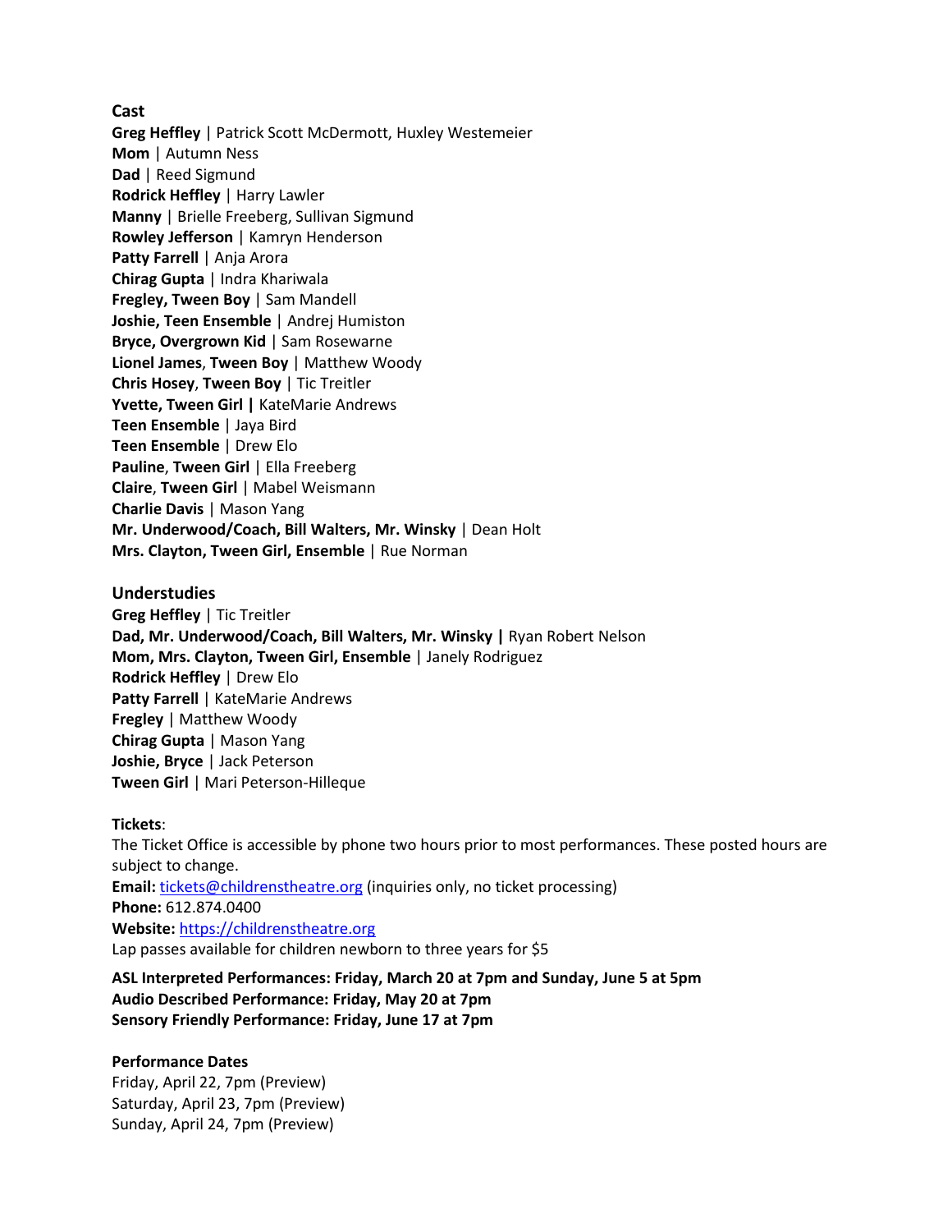### Cast

**Greg Heffley** | Patrick Scott McDermott, Huxley Westemeier
**Mom** | Autumn Ness
**Dad** | Reed Sigmund
**Rodrick Heffley** | Harry Lawler
**Manny** | Brielle Freeberg, Sullivan Sigmund
**Rowley Jefferson** | Kamryn Henderson
**Patty Farrell** | Anja Arora
**Chirag Gupta** | Indra Khariwala
**Fregley, Tween Boy** | Sam Mandell
**Joshie, Teen Ensemble** | Andrej Humiston
**Bryce, Overgrown Kid** | Sam Rosewarne
**Lionel James**, **Tween Boy** | Matthew Woody
**Chris Hosey**, **Tween Boy** | Tic Treitler
**Yvette, Tween Girl |** KateMarie Andrews
**Teen Ensemble** | Jaya Bird
**Teen Ensemble** | Drew Elo
**Pauline**, **Tween Girl** | Ella Freeberg
**Claire**, **Tween Girl** | Mabel Weismann
**Charlie Davis** | Mason Yang
**Mr. Underwood/Coach, Bill Walters, Mr. Winsky** | Dean Holt
**Mrs. Clayton, Tween Girl, Ensemble** | Rue Norman

### Understudies

**Greg Heffley** | Tic Treitler
**Dad, Mr. Underwood/Coach, Bill Walters, Mr. Winsky |** Ryan Robert Nelson
**Mom, Mrs. Clayton, Tween Girl, Ensemble** | Janely Rodriguez
**Rodrick Heffley** | Drew Elo
**Patty Farrell** | KateMarie Andrews
**Fregley** | Matthew Woody
**Chirag Gupta** | Mason Yang
**Joshie, Bryce** | Jack Peterson
**Tween Girl** | Mari Peterson-Hilleque

**Tickets**:
The Ticket Office is accessible by phone two hours prior to most performances. These posted hours are subject to change.
**Email:** tickets@childrenstheatre.org (inquiries only, no ticket processing)
**Phone:** 612.874.0400
**Website:** https://childrenstheatre.org
Lap passes available for children newborn to three years for $5

**ASL Interpreted Performances: Friday, March 20 at 7pm and Sunday, June 5 at 5pm**
**Audio Described Performance: Friday, May 20 at 7pm**
**Sensory Friendly Performance: Friday, June 17 at 7pm**

**Performance Dates**
Friday, April 22, 7pm (Preview)
Saturday, April 23, 7pm (Preview)
Sunday, April 24, 7pm (Preview)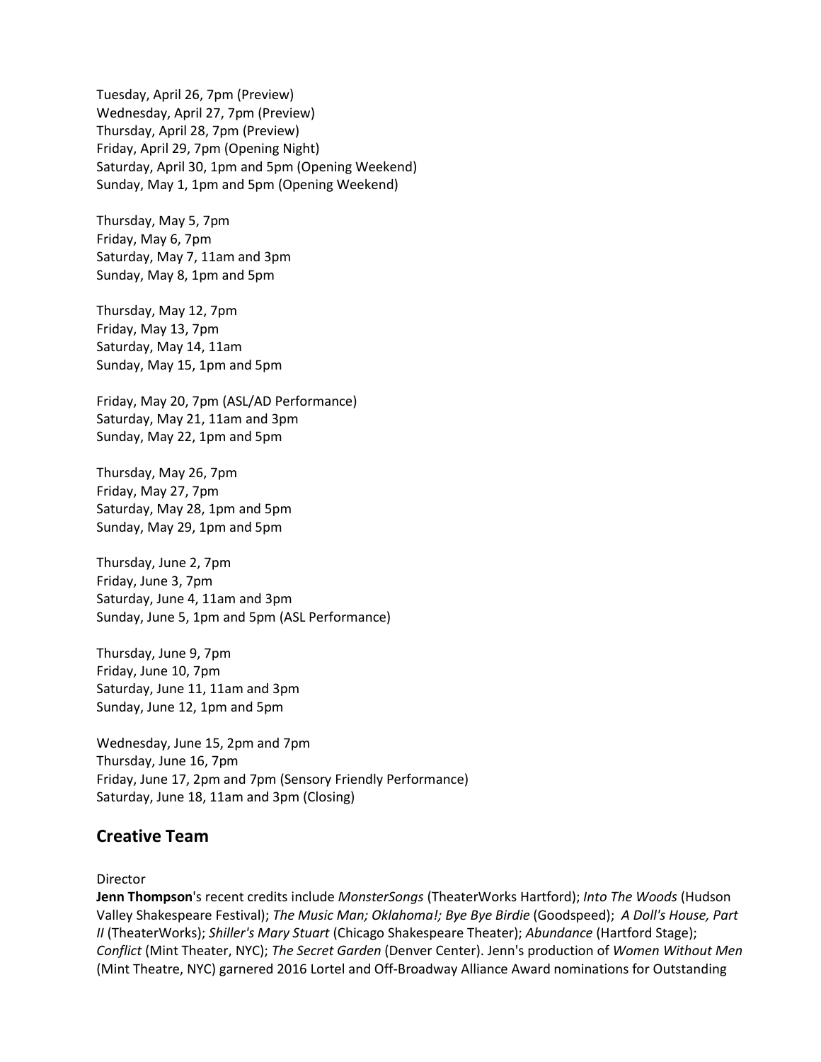Tuesday, April 26, 7pm (Preview)
Wednesday, April 27, 7pm (Preview)
Thursday, April 28, 7pm (Preview)
Friday, April 29, 7pm (Opening Night)
Saturday, April 30, 1pm and 5pm (Opening Weekend)
Sunday, May 1, 1pm and 5pm (Opening Weekend)

Thursday, May 5, 7pm
Friday, May 6, 7pm
Saturday, May 7, 11am and 3pm
Sunday, May 8, 1pm and 5pm

Thursday, May 12, 7pm
Friday, May 13, 7pm
Saturday, May 14, 11am
Sunday, May 15, 1pm and 5pm

Friday, May 20, 7pm (ASL/AD Performance)
Saturday, May 21, 11am and 3pm
Sunday, May 22, 1pm and 5pm

Thursday, May 26, 7pm
Friday, May 27, 7pm
Saturday, May 28, 1pm and 5pm
Sunday, May 29, 1pm and 5pm

Thursday, June 2, 7pm
Friday, June 3, 7pm
Saturday, June 4, 11am and 3pm
Sunday, June 5, 1pm and 5pm (ASL Performance)

Thursday, June 9, 7pm
Friday, June 10, 7pm
Saturday, June 11, 11am and 3pm
Sunday, June 12, 1pm and 5pm

Wednesday, June 15, 2pm and 7pm
Thursday, June 16, 7pm
Friday, June 17, 2pm and 7pm (Sensory Friendly Performance)
Saturday, June 18, 11am and 3pm (Closing)

## Creative Team

Director

**Jenn Thompson**'s recent credits include *MonsterSongs* (TheaterWorks Hartford); *Into The Woods* (Hudson Valley Shakespeare Festival); *The Music Man; Oklahoma!; Bye Bye Birdie* (Goodspeed); *A Doll's House, Part II* (TheaterWorks); *Shiller's Mary Stuart* (Chicago Shakespeare Theater); *Abundance* (Hartford Stage); *Conflict* (Mint Theater, NYC); *The Secret Garden* (Denver Center). Jenn's production of *Women Without Men* (Mint Theatre, NYC) garnered 2016 Lortel and Off-Broadway Alliance Award nominations for Outstanding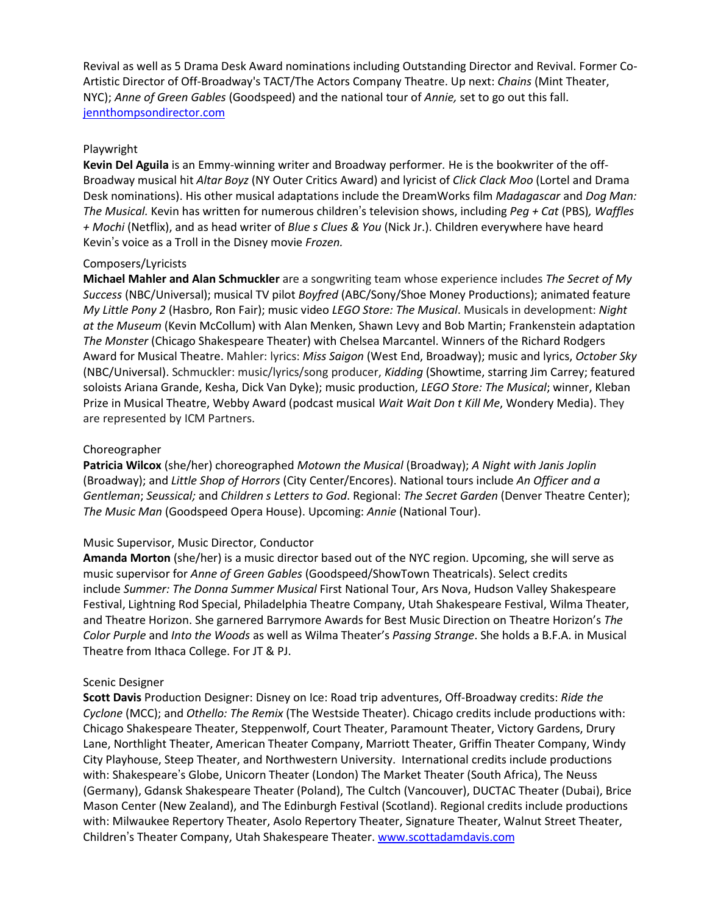Revival as well as 5 Drama Desk Award nominations including Outstanding Director and Revival. Former Co-Artistic Director of Off-Broadway's TACT/The Actors Company Theatre. Up next: *Chains* (Mint Theater, NYC); *Anne of Green Gables* (Goodspeed) and the national tour of *Annie,* set to go out this fall. jennthompsondirector.com

Playwright

**Kevin Del Aguila** is an Emmy-winning writer and Broadway performer. He is the bookwriter of the off-Broadway musical hit *Altar Boyz* (NY Outer Critics Award) and lyricist of *Click Clack Moo* (Lortel and Drama Desk nominations). His other musical adaptations include the DreamWorks film *Madagascar* and *Dog Man: The Musical.* Kevin has written for numerous children's television shows, including *Peg + Cat* (PBS)*, Waffles + Mochi* (Netflix), and as head writer of *Blue s Clues & You* (Nick Jr.). Children everywhere have heard Kevin's voice as a Troll in the Disney movie *Frozen.*

Composers/Lyricists

**Michael Mahler and Alan Schmuckler** are a songwriting team whose experience includes *The Secret of My Success* (NBC/Universal); musical TV pilot *Boyfred* (ABC/Sony/Shoe Money Productions); animated feature *My Little Pony 2* (Hasbro, Ron Fair); music video *LEGO Store: The Musical*. Musicals in development: *Night at the Museum* (Kevin McCollum) with Alan Menken, Shawn Levy and Bob Martin; Frankenstein adaptation *The Monster* (Chicago Shakespeare Theater) with Chelsea Marcantel. Winners of the Richard Rodgers Award for Musical Theatre. Mahler: lyrics: *Miss Saigon* (West End, Broadway); music and lyrics, *October Sky* (NBC/Universal). Schmuckler: music/lyrics/song producer, *Kidding* (Showtime, starring Jim Carrey; featured soloists Ariana Grande, Kesha, Dick Van Dyke); music production, *LEGO Store: The Musical*; winner, Kleban Prize in Musical Theatre, Webby Award (podcast musical *Wait Wait Don t Kill Me*, Wondery Media). They are represented by ICM Partners.

Choreographer

**Patricia Wilcox** (she/her) choreographed *Motown the Musical* (Broadway); *A Night with Janis Joplin* (Broadway); and *Little Shop of Horrors* (City Center/Encores). National tours include *An Officer and a Gentleman*; *Seussical;* and *Children s Letters to God*. Regional: *The Secret Garden* (Denver Theatre Center); *The Music Man* (Goodspeed Opera House). Upcoming: *Annie* (National Tour).

Music Supervisor, Music Director, Conductor

**Amanda Morton** (she/her) is a music director based out of the NYC region. Upcoming, she will serve as music supervisor for *Anne of Green Gables* (Goodspeed/ShowTown Theatricals). Select credits include *Summer: The Donna Summer Musical* First National Tour, Ars Nova, Hudson Valley Shakespeare Festival, Lightning Rod Special, Philadelphia Theatre Company, Utah Shakespeare Festival, Wilma Theater, and Theatre Horizon. She garnered Barrymore Awards for Best Music Direction on Theatre Horizon's *The Color Purple* and *Into the Woods* as well as Wilma Theater's *Passing Strange*. She holds a B.F.A. in Musical Theatre from Ithaca College. For JT & PJ.

Scenic Designer

**Scott Davis** Production Designer: Disney on Ice: Road trip adventures, Off-Broadway credits: *Ride the Cyclone* (MCC); and *Othello: The Remix* (The Westside Theater). Chicago credits include productions with: Chicago Shakespeare Theater, Steppenwolf, Court Theater, Paramount Theater, Victory Gardens, Drury Lane, Northlight Theater, American Theater Company, Marriott Theater, Griffin Theater Company, Windy City Playhouse, Steep Theater, and Northwestern University. International credits include productions with: Shakespeare's Globe, Unicorn Theater (London) The Market Theater (South Africa), The Neuss (Germany), Gdansk Shakespeare Theater (Poland), The Cultch (Vancouver), DUCTAC Theater (Dubai), Brice Mason Center (New Zealand), and The Edinburgh Festival (Scotland). Regional credits include productions with: Milwaukee Repertory Theater, Asolo Repertory Theater, Signature Theater, Walnut Street Theater, Children's Theater Company, Utah Shakespeare Theater. www.scottadamdavis.com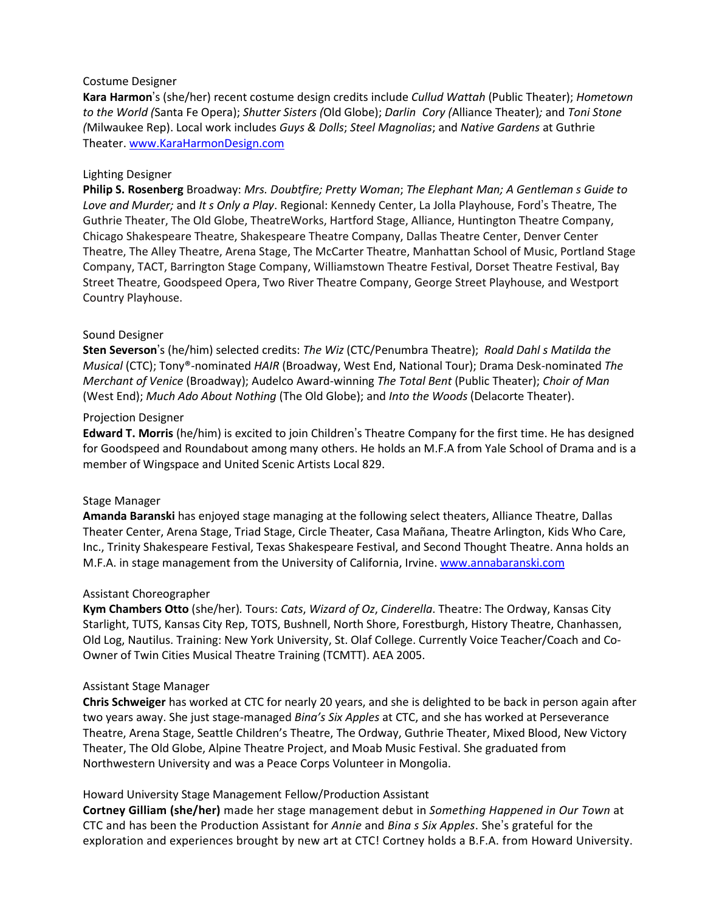Costume Designer

**Kara Harmon**'s (she/her) recent costume design credits include *Cullud Wattah* (Public Theater); *Hometown to the World (*Santa Fe Opera); *Shutter Sisters (*Old Globe); *Darlin Cory (*Alliance Theater)*;* and *Toni Stone (*Milwaukee Rep). Local work includes *Guys & Dolls*; *Steel Magnolias*; and *Native Gardens* at Guthrie Theater. www.KaraHarmonDesign.com

Lighting Designer

**Philip S. Rosenberg** Broadway: *Mrs. Doubtfire; Pretty Woman*; *The Elephant Man; A Gentleman s Guide to Love and Murder;* and *It s Only a Play*. Regional: Kennedy Center, La Jolla Playhouse, Ford's Theatre, The Guthrie Theater, The Old Globe, TheatreWorks, Hartford Stage, Alliance, Huntington Theatre Company, Chicago Shakespeare Theatre, Shakespeare Theatre Company, Dallas Theatre Center, Denver Center Theatre, The Alley Theatre, Arena Stage, The McCarter Theatre, Manhattan School of Music, Portland Stage Company, TACT, Barrington Stage Company, Williamstown Theatre Festival, Dorset Theatre Festival, Bay Street Theatre, Goodspeed Opera, Two River Theatre Company, George Street Playhouse, and Westport Country Playhouse.

Sound Designer

**Sten Severson**'s (he/him) selected credits: *The Wiz* (CTC/Penumbra Theatre); *Roald Dahl s Matilda the Musical* (CTC); Tony®-nominated *HAIR* (Broadway, West End, National Tour); Drama Desk-nominated *The Merchant of Venice* (Broadway); Audelco Award-winning *The Total Bent* (Public Theater); *Choir of Man* (West End); *Much Ado About Nothing* (The Old Globe); and *Into the Woods* (Delacorte Theater).

Projection Designer

**Edward T. Morris** (he/him) is excited to join Children's Theatre Company for the first time. He has designed for Goodspeed and Roundabout among many others. He holds an M.F.A from Yale School of Drama and is a member of Wingspace and United Scenic Artists Local 829.

Stage Manager

**Amanda Baranski** has enjoyed stage managing at the following select theaters, Alliance Theatre, Dallas Theater Center, Arena Stage, Triad Stage, Circle Theater, Casa Mañana, Theatre Arlington, Kids Who Care, Inc., Trinity Shakespeare Festival, Texas Shakespeare Festival, and Second Thought Theatre. Anna holds an M.F.A. in stage management from the University of California, Irvine. www.annabaranski.com

Assistant Choreographer

**Kym Chambers Otto** (she/her)*.* Tours: *Cats*, *Wizard of Oz*, *Cinderella*. Theatre: The Ordway, Kansas City Starlight, TUTS, Kansas City Rep, TOTS, Bushnell, North Shore, Forestburgh, History Theatre, Chanhassen, Old Log, Nautilus. Training: New York University, St. Olaf College. Currently Voice Teacher/Coach and Co-Owner of Twin Cities Musical Theatre Training (TCMTT). AEA 2005.

Assistant Stage Manager

**Chris Schweiger** has worked at CTC for nearly 20 years, and she is delighted to be back in person again after two years away. She just stage-managed *Bina's Six Apples* at CTC, and she has worked at Perseverance Theatre, Arena Stage, Seattle Children's Theatre, The Ordway, Guthrie Theater, Mixed Blood, New Victory Theater, The Old Globe, Alpine Theatre Project, and Moab Music Festival. She graduated from Northwestern University and was a Peace Corps Volunteer in Mongolia.

Howard University Stage Management Fellow/Production Assistant

**Cortney Gilliam (she/her)** made her stage management debut in *Something Happened in Our Town* at CTC and has been the Production Assistant for *Annie* and *Bina s Six Apples*. She's grateful for the exploration and experiences brought by new art at CTC! Cortney holds a B.F.A. from Howard University.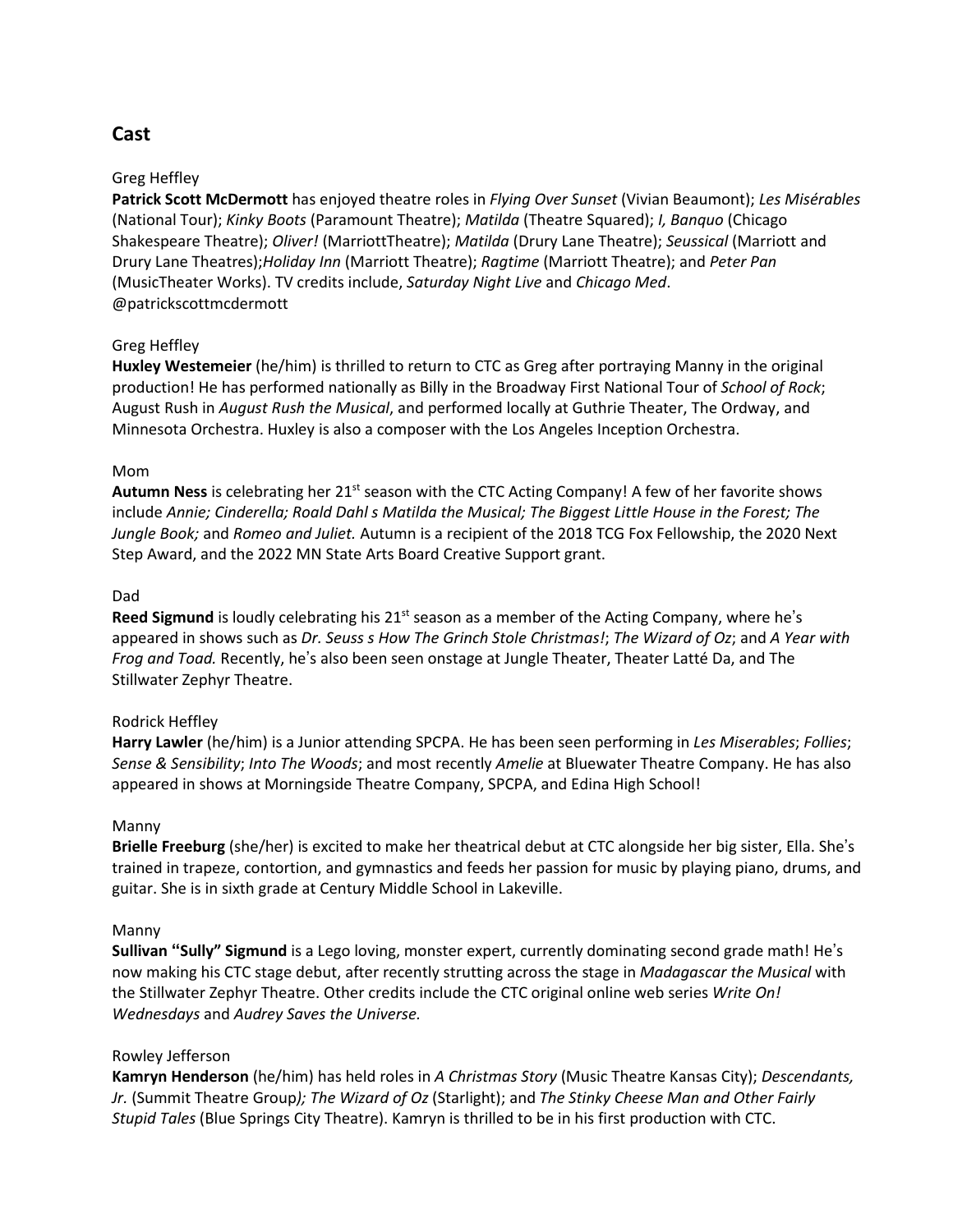## Cast

Greg Heffley
**Patrick Scott McDermott** has enjoyed theatre roles in *Flying Over Sunset* (Vivian Beaumont); *Les Misérables* (National Tour); *Kinky Boots* (Paramount Theatre); *Matilda* (Theatre Squared); *I, Banquo* (Chicago Shakespeare Theatre); *Oliver!* (MarriottTheatre); *Matilda* (Drury Lane Theatre); *Seussical* (Marriott and Drury Lane Theatres);*Holiday Inn* (Marriott Theatre); *Ragtime* (Marriott Theatre); and *Peter Pan* (MusicTheater Works). TV credits include, *Saturday Night Live* and *Chicago Med*. @patrickscottmcdermott

Greg Heffley
**Huxley Westemeier** (he/him) is thrilled to return to CTC as Greg after portraying Manny in the original production! He has performed nationally as Billy in the Broadway First National Tour of *School of Rock*; August Rush in *August Rush the Musical*, and performed locally at Guthrie Theater, The Ordway, and Minnesota Orchestra. Huxley is also a composer with the Los Angeles Inception Orchestra.

Mom
**Autumn Ness** is celebrating her 21st season with the CTC Acting Company! A few of her favorite shows include *Annie; Cinderella; Roald Dahl s Matilda the Musical; The Biggest Little House in the Forest; The Jungle Book;* and *Romeo and Juliet.* Autumn is a recipient of the 2018 TCG Fox Fellowship, the 2020 Next Step Award, and the 2022 MN State Arts Board Creative Support grant.

Dad
**Reed Sigmund** is loudly celebrating his 21st season as a member of the Acting Company, where he's appeared in shows such as *Dr. Seuss s How The Grinch Stole Christmas!*; *The Wizard of Oz*; and *A Year with Frog and Toad.* Recently, he's also been seen onstage at Jungle Theater, Theater Latté Da, and The Stillwater Zephyr Theatre.

Rodrick Heffley
**Harry Lawler** (he/him) is a Junior attending SPCPA. He has been seen performing in *Les Miserables*; *Follies*; *Sense & Sensibility*; *Into The Woods*; and most recently *Amelie* at Bluewater Theatre Company. He has also appeared in shows at Morningside Theatre Company, SPCPA, and Edina High School!

Manny
**Brielle Freeburg** (she/her) is excited to make her theatrical debut at CTC alongside her big sister, Ella. She's trained in trapeze, contortion, and gymnastics and feeds her passion for music by playing piano, drums, and guitar. She is in sixth grade at Century Middle School in Lakeville.

Manny
**Sullivan "Sully" Sigmund** is a Lego loving, monster expert, currently dominating second grade math! He's now making his CTC stage debut, after recently strutting across the stage in *Madagascar the Musical* with the Stillwater Zephyr Theatre. Other credits include the CTC original online web series *Write On! Wednesdays* and *Audrey Saves the Universe.*

Rowley Jefferson
**Kamryn Henderson** (he/him) has held roles in *A Christmas Story* (Music Theatre Kansas City); *Descendants, Jr.* (Summit Theatre Group*); The Wizard of Oz* (Starlight); and *The Stinky Cheese Man and Other Fairly Stupid Tales* (Blue Springs City Theatre). Kamryn is thrilled to be in his first production with CTC.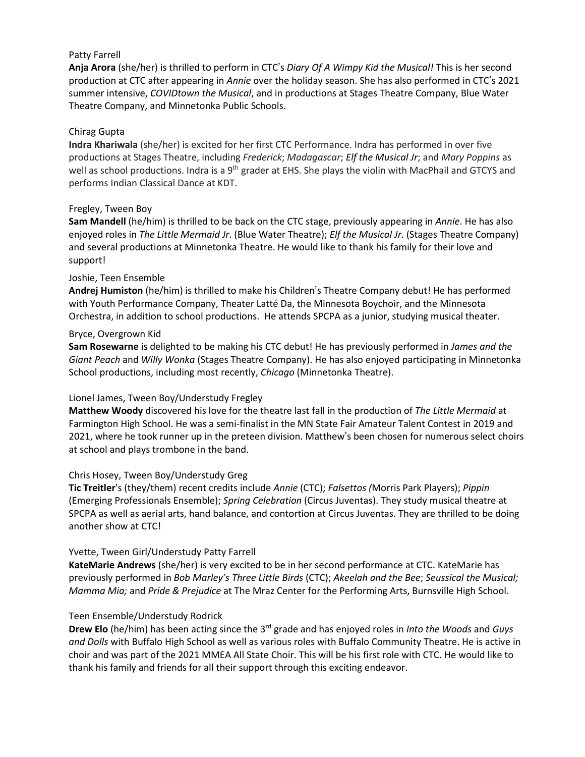Patty Farrell

**Anja Arora** (she/her) is thrilled to perform in CTC's *Diary Of A Wimpy Kid the Musical!* This is her second production at CTC after appearing in *Annie* over the holiday season. She has also performed in CTC's 2021 summer intensive, *COVIDtown the Musical*, and in productions at Stages Theatre Company, Blue Water Theatre Company, and Minnetonka Public Schools.

Chirag Gupta

**Indra Khariwala** (she/her) is excited for her first CTC Performance. Indra has performed in over five productions at Stages Theatre, including *Frederick*; *Madagascar*; *Elf the Musical Jr*; and *Mary Poppins* as well as school productions. Indra is a 9th grader at EHS. She plays the violin with MacPhail and GTCYS and performs Indian Classical Dance at KDT.

Fregley, Tween Boy

**Sam Mandell** (he/him) is thrilled to be back on the CTC stage, previously appearing in *Annie*. He has also enjoyed roles in *The Little Mermaid Jr*. (Blue Water Theatre); *Elf the Musical Jr.* (Stages Theatre Company) and several productions at Minnetonka Theatre. He would like to thank his family for their love and support!

Joshie, Teen Ensemble

**Andrej Humiston** (he/him) is thrilled to make his Children's Theatre Company debut! He has performed with Youth Performance Company, Theater Latté Da, the Minnesota Boychoir, and the Minnesota Orchestra, in addition to school productions. He attends SPCPA as a junior, studying musical theater.

Bryce, Overgrown Kid

**Sam Rosewarne** is delighted to be making his CTC debut! He has previously performed in *James and the Giant Peach* and *Willy Wonka* (Stages Theatre Company). He has also enjoyed participating in Minnetonka School productions, including most recently, *Chicago* (Minnetonka Theatre).

Lionel James, Tween Boy/Understudy Fregley

**Matthew Woody** discovered his love for the theatre last fall in the production of *The Little Mermaid* at Farmington High School. He was a semi-finalist in the MN State Fair Amateur Talent Contest in 2019 and 2021, where he took runner up in the preteen division. Matthew's been chosen for numerous select choirs at school and plays trombone in the band.

Chris Hosey, Tween Boy/Understudy Greg

**Tic Treitler**'s (they/them) recent credits include *Annie* (CTC); *Falsettos (*Morris Park Players); *Pippin* (Emerging Professionals Ensemble); *Spring Celebration* (Circus Juventas). They study musical theatre at SPCPA as well as aerial arts, hand balance, and contortion at Circus Juventas. They are thrilled to be doing another show at CTC!

Yvette, Tween Girl/Understudy Patty Farrell

**KateMarie Andrews** (she/her) is very excited to be in her second performance at CTC. KateMarie has previously performed in *Bob Marley's Three Little Birds* (CTC); *Akeelah and the Bee*; *Seussical the Musical; Mamma Mia;* and *Pride & Prejudice* at The Mraz Center for the Performing Arts, Burnsville High School.

Teen Ensemble/Understudy Rodrick

**Drew Elo** (he/him) has been acting since the 3rd grade and has enjoyed roles in *Into the Woods* and *Guys and Dolls* with Buffalo High School as well as various roles with Buffalo Community Theatre. He is active in choir and was part of the 2021 MMEA All State Choir. This will be his first role with CTC. He would like to thank his family and friends for all their support through this exciting endeavor.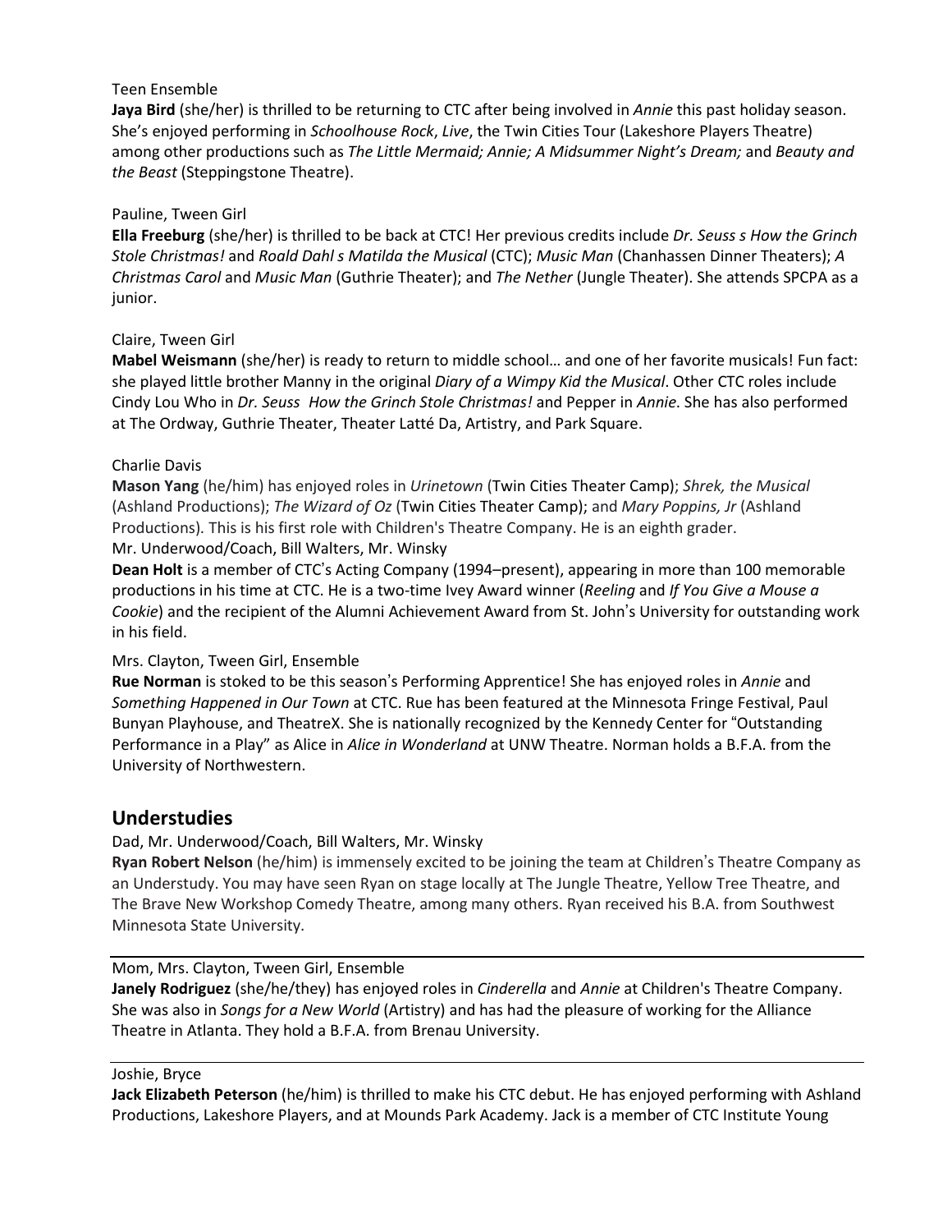Teen Ensemble

**Jaya Bird** (she/her) is thrilled to be returning to CTC after being involved in *Annie* this past holiday season. She's enjoyed performing in *Schoolhouse Rock*, *Live*, the Twin Cities Tour (Lakeshore Players Theatre) among other productions such as *The Little Mermaid; Annie; A Midsummer Night's Dream;* and *Beauty and the Beast* (Steppingstone Theatre).

Pauline, Tween Girl

**Ella Freeburg** (she/her) is thrilled to be back at CTC! Her previous credits include *Dr. Seuss s How the Grinch Stole Christmas!* and *Roald Dahl s Matilda the Musical* (CTC); *Music Man* (Chanhassen Dinner Theaters); *A Christmas Carol* and *Music Man* (Guthrie Theater); and *The Nether* (Jungle Theater). She attends SPCPA as a junior.

Claire, Tween Girl

**Mabel Weismann** (she/her) is ready to return to middle school… and one of her favorite musicals! Fun fact: she played little brother Manny in the original *Diary of a Wimpy Kid the Musical*. Other CTC roles include Cindy Lou Who in *Dr. Seuss  How the Grinch Stole Christmas!* and Pepper in *Annie*. She has also performed at The Ordway, Guthrie Theater, Theater Latté Da, Artistry, and Park Square.

Charlie Davis

**Mason Yang** (he/him) has enjoyed roles in *Urinetown* (Twin Cities Theater Camp); *Shrek, the Musical* (Ashland Productions); *The Wizard of Oz* (Twin Cities Theater Camp); and *Mary Poppins, Jr* (Ashland Productions). This is his first role with Children's Theatre Company. He is an eighth grader.

Mr. Underwood/Coach, Bill Walters, Mr. Winsky

**Dean Holt** is a member of CTC's Acting Company (1994–present), appearing in more than 100 memorable productions in his time at CTC. He is a two-time Ivey Award winner (*Reeling* and *If You Give a Mouse a Cookie*) and the recipient of the Alumni Achievement Award from St. John's University for outstanding work in his field.

Mrs. Clayton, Tween Girl, Ensemble

**Rue Norman** is stoked to be this season's Performing Apprentice! She has enjoyed roles in *Annie* and *Something Happened in Our Town* at CTC. Rue has been featured at the Minnesota Fringe Festival, Paul Bunyan Playhouse, and TheatreX. She is nationally recognized by the Kennedy Center for "Outstanding Performance in a Play" as Alice in *Alice in Wonderland* at UNW Theatre. Norman holds a B.F.A. from the University of Northwestern.

## Understudies

Dad, Mr. Underwood/Coach, Bill Walters, Mr. Winsky

**Ryan Robert Nelson** (he/him) is immensely excited to be joining the team at Children's Theatre Company as an Understudy. You may have seen Ryan on stage locally at The Jungle Theatre, Yellow Tree Theatre, and The Brave New Workshop Comedy Theatre, among many others. Ryan received his B.A. from Southwest Minnesota State University.

Mom, Mrs. Clayton, Tween Girl, Ensemble

**Janely Rodriguez** (she/he/they) has enjoyed roles in *Cinderella* and *Annie* at Children's Theatre Company. She was also in *Songs for a New World* (Artistry) and has had the pleasure of working for the Alliance Theatre in Atlanta. They hold a B.F.A. from Brenau University.

Joshie, Bryce

**Jack Elizabeth Peterson** (he/him) is thrilled to make his CTC debut. He has enjoyed performing with Ashland Productions, Lakeshore Players, and at Mounds Park Academy. Jack is a member of CTC Institute Young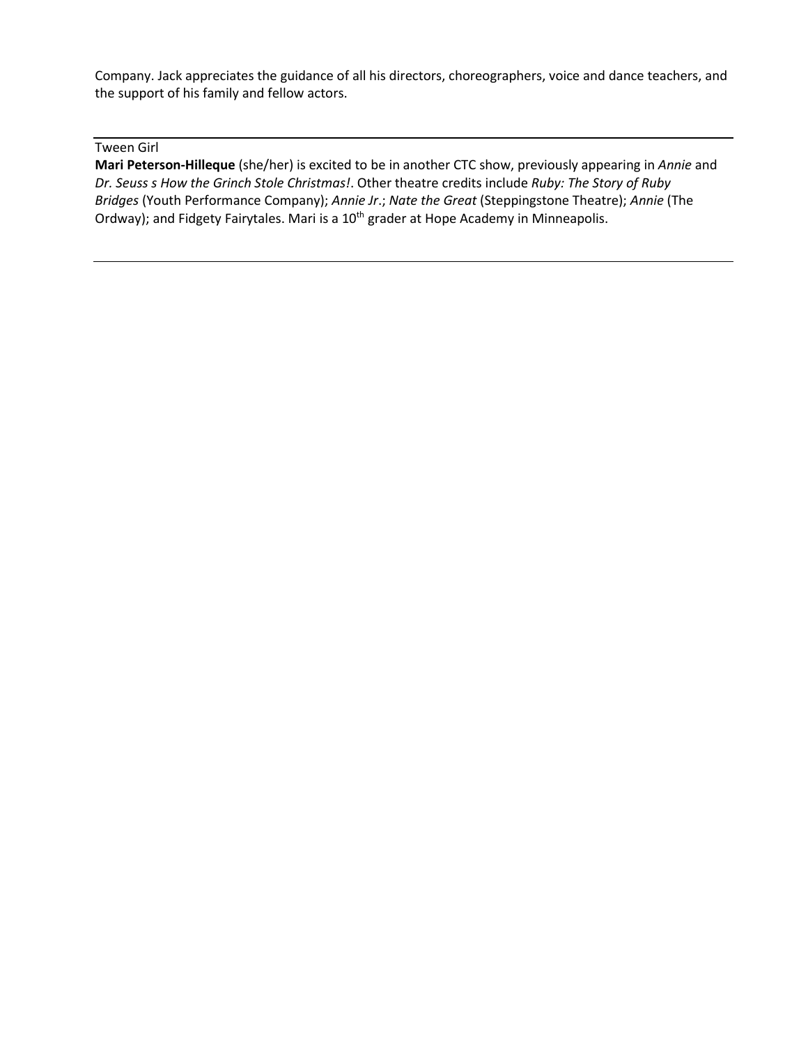Company. Jack appreciates the guidance of all his directors, choreographers, voice and dance teachers, and the support of his family and fellow actors.

---

Tween Girl

**Mari Peterson-Hilleque** (she/her) is excited to be in another CTC show, previously appearing in *Annie* and *Dr. Seuss s How the Grinch Stole Christmas!*. Other theatre credits include *Ruby: The Story of Ruby Bridges* (Youth Performance Company); *Annie Jr*.; *Nate the Great* (Steppingstone Theatre); *Annie* (The Ordway); and Fidgety Fairytales. Mari is a 10th grader at Hope Academy in Minneapolis.

---